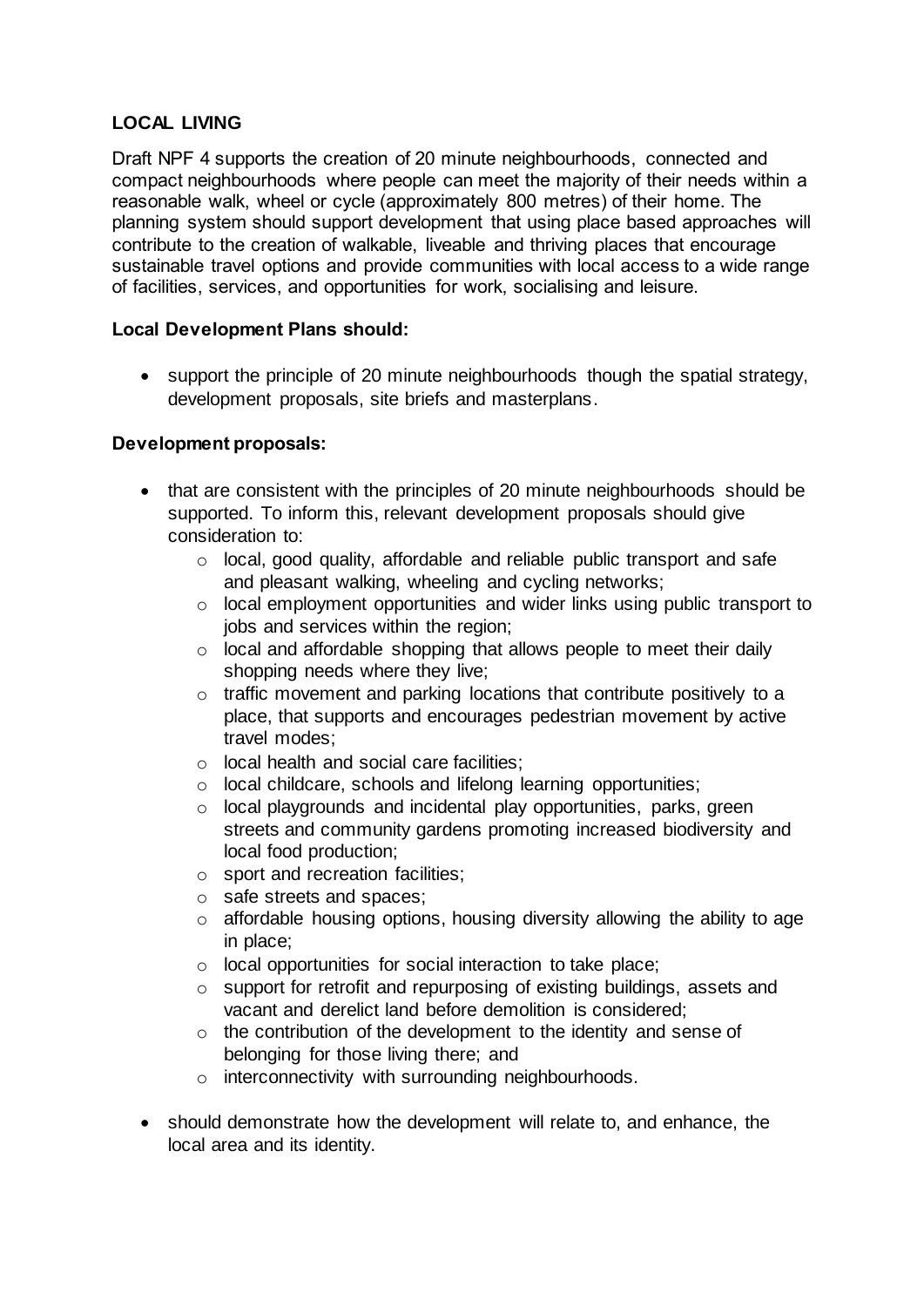## LOCAL LIVING

Draft NPF 4 supports the creation of 20 minute neighbourhoods, connected and compact neighbourhoods where people can meet the majority of their needs within a reasonable walk, wheel or cycle (approximately 800 metres) of their home. The planning system should support development that using place based approaches will contribute to the creation of walkable, liveable and thriving places that encourage sustainable travel options and provide communities with local access to a wide range of facilities, services, and opportunities for work, socialising and leisure.

### Local Development Plans should:

- support the principle of 20 minute neighbourhoods though the spatial strategy, development proposals, site briefs and masterplans.

### Development proposals:

- that are consistent with the principles of 20 minute neighbourhoods should be supported. To inform this, relevant development proposals should give consideration to:
  - local, good quality, affordable and reliable public transport and safe and pleasant walking, wheeling and cycling networks;
  - local employment opportunities and wider links using public transport to jobs and services within the region;
  - local and affordable shopping that allows people to meet their daily shopping needs where they live;
  - traffic movement and parking locations that contribute positively to a place, that supports and encourages pedestrian movement by active travel modes;
  - local health and social care facilities;
  - local childcare, schools and lifelong learning opportunities;
  - local playgrounds and incidental play opportunities, parks, green streets and community gardens promoting increased biodiversity and local food production;
  - sport and recreation facilities;
  - safe streets and spaces;
  - affordable housing options, housing diversity allowing the ability to age in place;
  - local opportunities for social interaction to take place;
  - support for retrofit and repurposing of existing buildings, assets and vacant and derelict land before demolition is considered;
  - the contribution of the development to the identity and sense of belonging for those living there; and
  - interconnectivity with surrounding neighbourhoods.
- should demonstrate how the development will relate to, and enhance, the local area and its identity.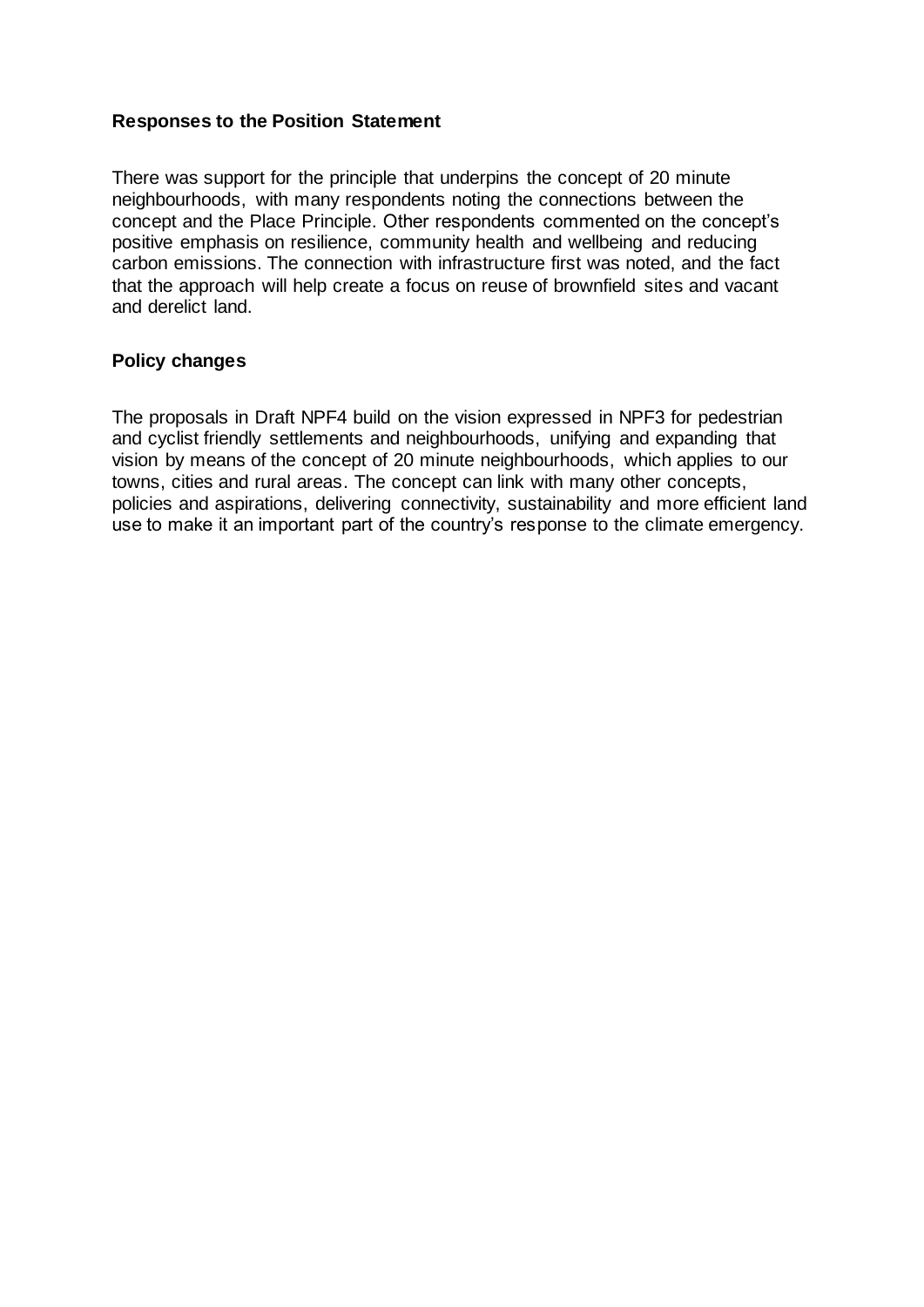**Responses to the Position Statement**

There was support for the principle that underpins the concept of 20 minute neighbourhoods, with many respondents noting the connections between the concept and the Place Principle. Other respondents commented on the concept's positive emphasis on resilience, community health and wellbeing and reducing carbon emissions. The connection with infrastructure first was noted, and the fact that the approach will help create a focus on reuse of brownfield sites and vacant and derelict land.

**Policy changes**

The proposals in Draft NPF4 build on the vision expressed in NPF3 for pedestrian and cyclist friendly settlements and neighbourhoods, unifying and expanding that vision by means of the concept of 20 minute neighbourhoods, which applies to our towns, cities and rural areas. The concept can link with many other concepts, policies and aspirations, delivering connectivity, sustainability and more efficient land use to make it an important part of the country's response to the climate emergency.